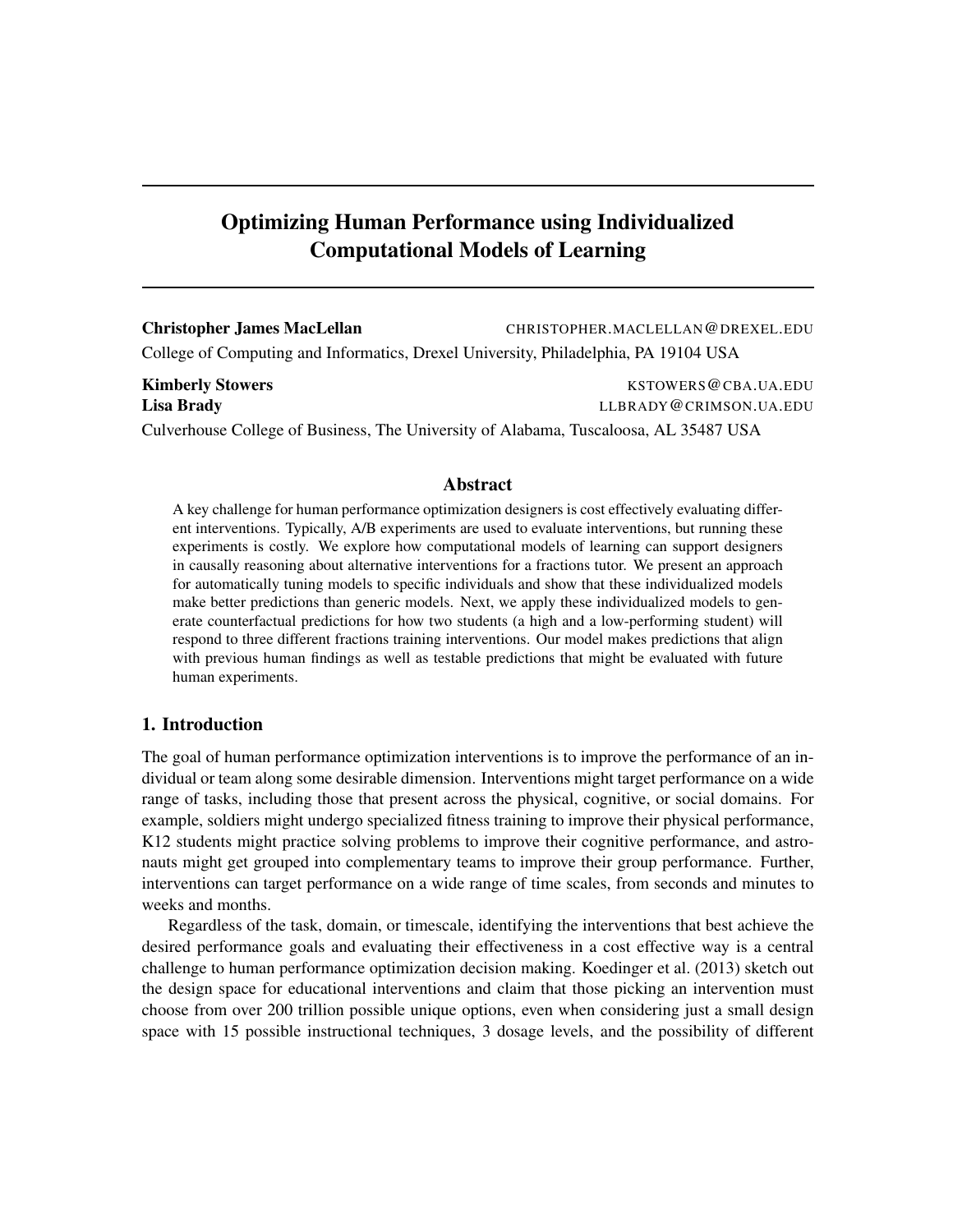# Optimizing Human Performance using Individualized Computational Models of Learning

**Christopher James MacLellan** CHRISTOPHER.MACLELLAN@DREXEL.EDU
College of Computing and Informatics, Drexel University, Philadelphia, PA 19104 USA

**Kimberly Stowers** KSTOWERS@CBA.UA.EDU
**Lisa Brady** LLBRADY@CRIMSON.UA.EDU
Culverhouse College of Business, The University of Alabama, Tuscaloosa, AL 35487 USA

## Abstract

A key challenge for human performance optimization designers is cost effectively evaluating different interventions. Typically, A/B experiments are used to evaluate interventions, but running these experiments is costly. We explore how computational models of learning can support designers in causally reasoning about alternative interventions for a fractions tutor. We present an approach for automatically tuning models to specific individuals and show that these individualized models make better predictions than generic models. Next, we apply these individualized models to generate counterfactual predictions for how two students (a high and a low-performing student) will respond to three different fractions training interventions. Our model makes predictions that align with previous human findings as well as testable predictions that might be evaluated with future human experiments.

## 1. Introduction

The goal of human performance optimization interventions is to improve the performance of an individual or team along some desirable dimension. Interventions might target performance on a wide range of tasks, including those that present across the physical, cognitive, or social domains. For example, soldiers might undergo specialized fitness training to improve their physical performance, K12 students might practice solving problems to improve their cognitive performance, and astronauts might get grouped into complementary teams to improve their group performance. Further, interventions can target performance on a wide range of time scales, from seconds and minutes to weeks and months.

Regardless of the task, domain, or timescale, identifying the interventions that best achieve the desired performance goals and evaluating their effectiveness in a cost effective way is a central challenge to human performance optimization decision making. Koedinger et al. (2013) sketch out the design space for educational interventions and claim that those picking an intervention must choose from over 200 trillion possible unique options, even when considering just a small design space with 15 possible instructional techniques, 3 dosage levels, and the possibility of different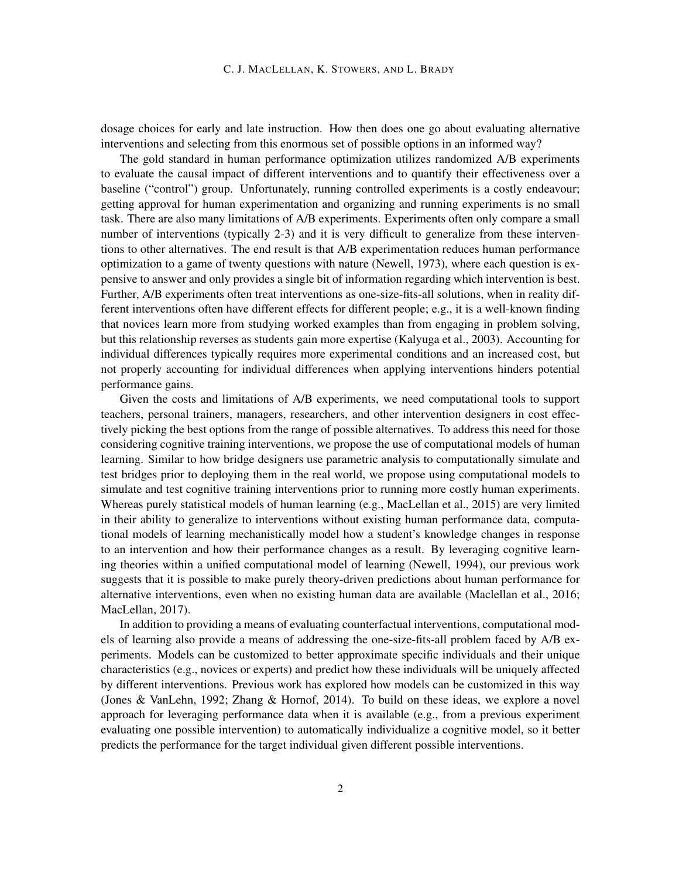dosage choices for early and late instruction. How then does one go about evaluating alternative interventions and selecting from this enormous set of possible options in an informed way?

The gold standard in human performance optimization utilizes randomized A/B experiments to evaluate the causal impact of different interventions and to quantify their effectiveness over a baseline ("control") group. Unfortunately, running controlled experiments is a costly endeavour; getting approval for human experimentation and organizing and running experiments is no small task. There are also many limitations of A/B experiments. Experiments often only compare a small number of interventions (typically 2-3) and it is very difficult to generalize from these interventions to other alternatives. The end result is that A/B experimentation reduces human performance optimization to a game of twenty questions with nature (Newell, 1973), where each question is expensive to answer and only provides a single bit of information regarding which intervention is best. Further, A/B experiments often treat interventions as one-size-fits-all solutions, when in reality different interventions often have different effects for different people; e.g., it is a well-known finding that novices learn more from studying worked examples than from engaging in problem solving, but this relationship reverses as students gain more expertise (Kalyuga et al., 2003). Accounting for individual differences typically requires more experimental conditions and an increased cost, but not properly accounting for individual differences when applying interventions hinders potential performance gains.

Given the costs and limitations of A/B experiments, we need computational tools to support teachers, personal trainers, managers, researchers, and other intervention designers in cost effectively picking the best options from the range of possible alternatives. To address this need for those considering cognitive training interventions, we propose the use of computational models of human learning. Similar to how bridge designers use parametric analysis to computationally simulate and test bridges prior to deploying them in the real world, we propose using computational models to simulate and test cognitive training interventions prior to running more costly human experiments. Whereas purely statistical models of human learning (e.g., MacLellan et al., 2015) are very limited in their ability to generalize to interventions without existing human performance data, computational models of learning mechanistically model how a student's knowledge changes in response to an intervention and how their performance changes as a result. By leveraging cognitive learning theories within a unified computational model of learning (Newell, 1994), our previous work suggests that it is possible to make purely theory-driven predictions about human performance for alternative interventions, even when no existing human data are available (Maclellan et al., 2016; MacLellan, 2017).

In addition to providing a means of evaluating counterfactual interventions, computational models of learning also provide a means of addressing the one-size-fits-all problem faced by A/B experiments. Models can be customized to better approximate specific individuals and their unique characteristics (e.g., novices or experts) and predict how these individuals will be uniquely affected by different interventions. Previous work has explored how models can be customized in this way (Jones & VanLehn, 1992; Zhang & Hornof, 2014). To build on these ideas, we explore a novel approach for leveraging performance data when it is available (e.g., from a previous experiment evaluating one possible intervention) to automatically individualize a cognitive model, so it better predicts the performance for the target individual given different possible interventions.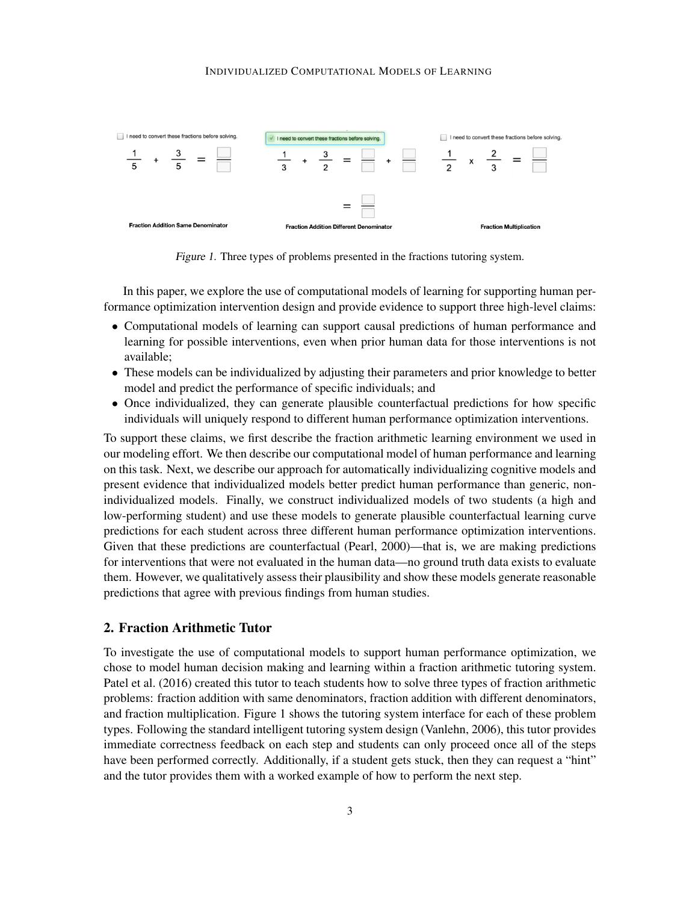*Figure 1.* Three types of problems presented in the fractions tutoring system.

In this paper, we explore the use of computational models of learning for supporting human performance optimization intervention design and provide evidence to support three high-level claims:

- Computational models of learning can support causal predictions of human performance and learning for possible interventions, even when prior human data for those interventions is not available;
- These models can be individualized by adjusting their parameters and prior knowledge to better model and predict the performance of specific individuals; and
- Once individualized, they can generate plausible counterfactual predictions for how specific individuals will uniquely respond to different human performance optimization interventions.

To support these claims, we first describe the fraction arithmetic learning environment we used in our modeling effort. We then describe our computational model of human performance and learning on this task. Next, we describe our approach for automatically individualizing cognitive models and present evidence that individualized models better predict human performance than generic, non-individualized models. Finally, we construct individualized models of two students (a high and low-performing student) and use these models to generate plausible counterfactual learning curve predictions for each student across three different human performance optimization interventions. Given that these predictions are counterfactual (Pearl, 2000)—that is, we are making predictions for interventions that were not evaluated in the human data—no ground truth data exists to evaluate them. However, we qualitatively assess their plausibility and show these models generate reasonable predictions that agree with previous findings from human studies.

## 2. Fraction Arithmetic Tutor

To investigate the use of computational models to support human performance optimization, we chose to model human decision making and learning within a fraction arithmetic tutoring system. Patel et al. (2016) created this tutor to teach students how to solve three types of fraction arithmetic problems: fraction addition with same denominators, fraction addition with different denominators, and fraction multiplication. Figure 1 shows the tutoring system interface for each of these problem types. Following the standard intelligent tutoring system design (Vanlehn, 2006), this tutor provides immediate correctness feedback on each step and students can only proceed once all of the steps have been performed correctly. Additionally, if a student gets stuck, then they can request a "hint" and the tutor provides them with a worked example of how to perform the next step.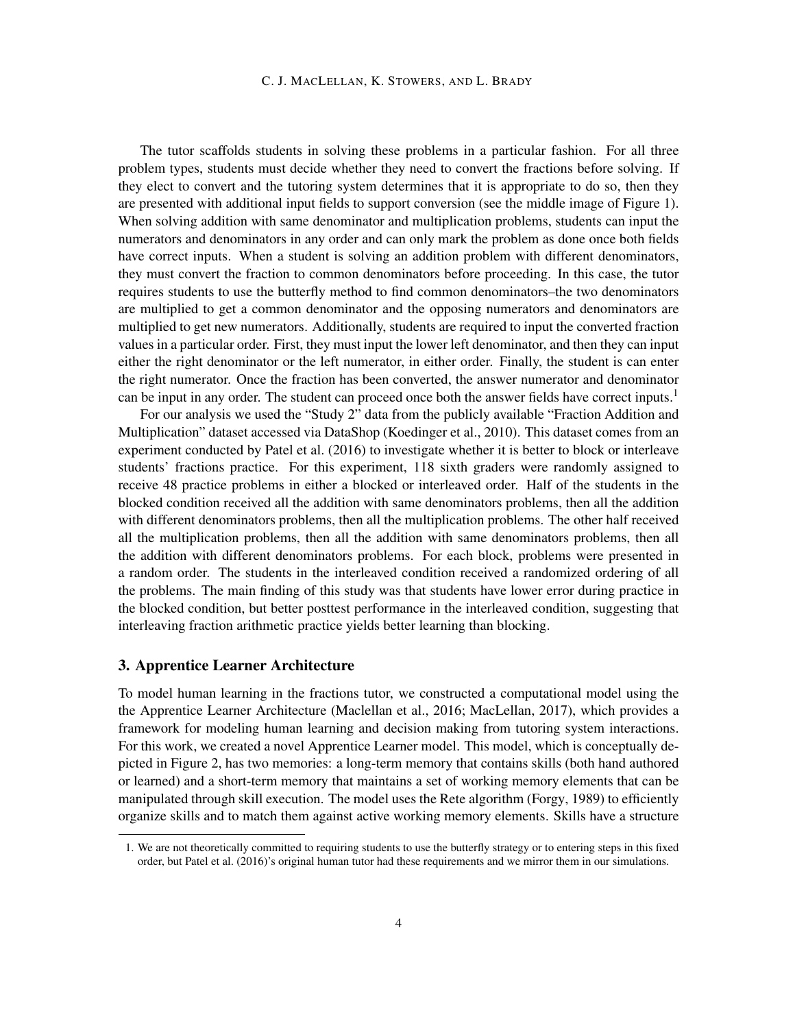The tutor scaffolds students in solving these problems in a particular fashion. For all three problem types, students must decide whether they need to convert the fractions before solving. If they elect to convert and the tutoring system determines that it is appropriate to do so, then they are presented with additional input fields to support conversion (see the middle image of Figure 1). When solving addition with same denominator and multiplication problems, students can input the numerators and denominators in any order and can only mark the problem as done once both fields have correct inputs. When a student is solving an addition problem with different denominators, they must convert the fraction to common denominators before proceeding. In this case, the tutor requires students to use the butterfly method to find common denominators–the two denominators are multiplied to get a common denominator and the opposing numerators and denominators are multiplied to get new numerators. Additionally, students are required to input the converted fraction values in a particular order. First, they must input the lower left denominator, and then they can input either the right denominator or the left numerator, in either order. Finally, the student is can enter the right numerator. Once the fraction has been converted, the answer numerator and denominator can be input in any order. The student can proceed once both the answer fields have correct inputs.[1]

For our analysis we used the "Study 2" data from the publicly available "Fraction Addition and Multiplication" dataset accessed via DataShop (Koedinger et al., 2010). This dataset comes from an experiment conducted by Patel et al. (2016) to investigate whether it is better to block or interleave students' fractions practice. For this experiment, 118 sixth graders were randomly assigned to receive 48 practice problems in either a blocked or interleaved order. Half of the students in the blocked condition received all the addition with same denominators problems, then all the addition with different denominators problems, then all the multiplication problems. The other half received all the multiplication problems, then all the addition with same denominators problems, then all the addition with different denominators problems. For each block, problems were presented in a random order. The students in the interleaved condition received a randomized ordering of all the problems. The main finding of this study was that students have lower error during practice in the blocked condition, but better posttest performance in the interleaved condition, suggesting that interleaving fraction arithmetic practice yields better learning than blocking.

## 3. Apprentice Learner Architecture

To model human learning in the fractions tutor, we constructed a computational model using the the Apprentice Learner Architecture (Maclellan et al., 2016; MacLellan, 2017), which provides a framework for modeling human learning and decision making from tutoring system interactions. For this work, we created a novel Apprentice Learner model. This model, which is conceptually depicted in Figure 2, has two memories: a long-term memory that contains skills (both hand authored or learned) and a short-term memory that maintains a set of working memory elements that can be manipulated through skill execution. The model uses the Rete algorithm (Forgy, 1989) to efficiently organize skills and to match them against active working memory elements. Skills have a structure

1. We are not theoretically committed to requiring students to use the butterfly strategy or to entering steps in this fixed order, but Patel et al. (2016)'s original human tutor had these requirements and we mirror them in our simulations.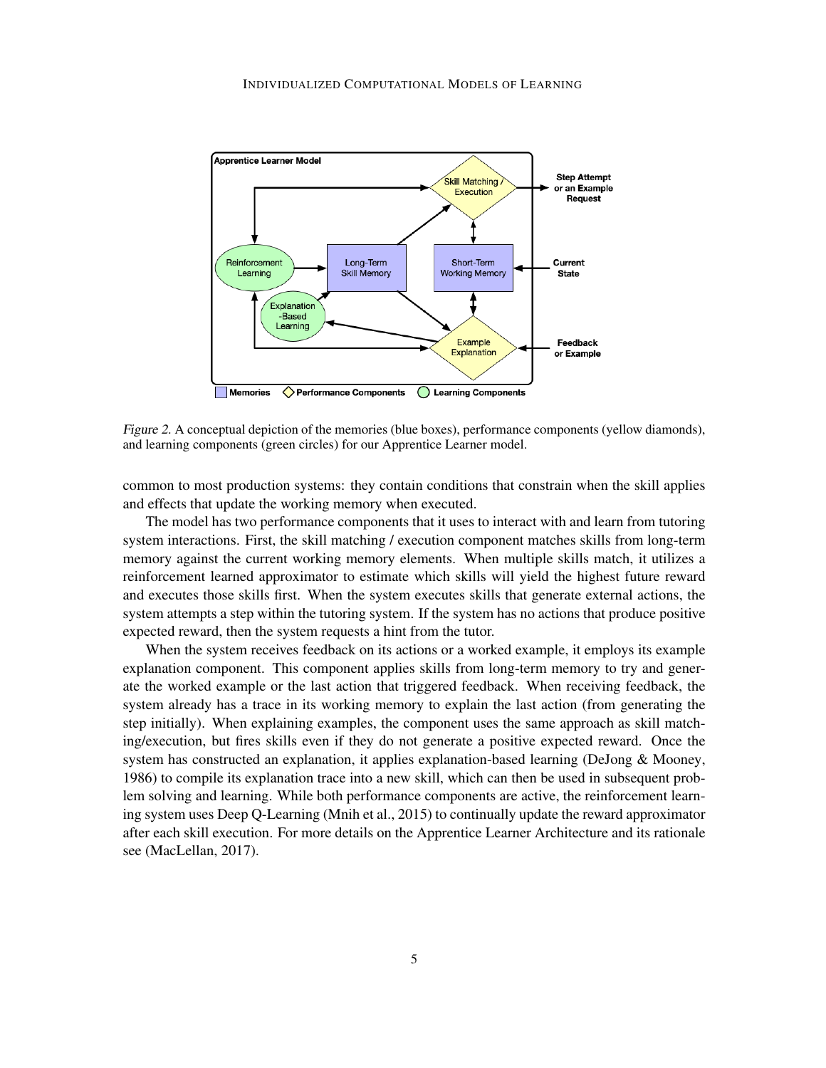Figure 2. A conceptual depiction of the memories (blue boxes), performance components (yellow diamonds), and learning components (green circles) for our Apprentice Learner model.

common to most production systems: they contain conditions that constrain when the skill applies and effects that update the working memory when executed.

The model has two performance components that it uses to interact with and learn from tutoring system interactions. First, the skill matching / execution component matches skills from long-term memory against the current working memory elements. When multiple skills match, it utilizes a reinforcement learned approximator to estimate which skills will yield the highest future reward and executes those skills first. When the system executes skills that generate external actions, the system attempts a step within the tutoring system. If the system has no actions that produce positive expected reward, then the system requests a hint from the tutor.

When the system receives feedback on its actions or a worked example, it employs its example explanation component. This component applies skills from long-term memory to try and generate the worked example or the last action that triggered feedback. When receiving feedback, the system already has a trace in its working memory to explain the last action (from generating the step initially). When explaining examples, the component uses the same approach as skill matching/execution, but fires skills even if they do not generate a positive expected reward. Once the system has constructed an explanation, it applies explanation-based learning (DeJong & Mooney, 1986) to compile its explanation trace into a new skill, which can then be used in subsequent problem solving and learning. While both performance components are active, the reinforcement learning system uses Deep Q-Learning (Mnih et al., 2015) to continually update the reward approximator after each skill execution. For more details on the Apprentice Learner Architecture and its rationale see (MacLellan, 2017).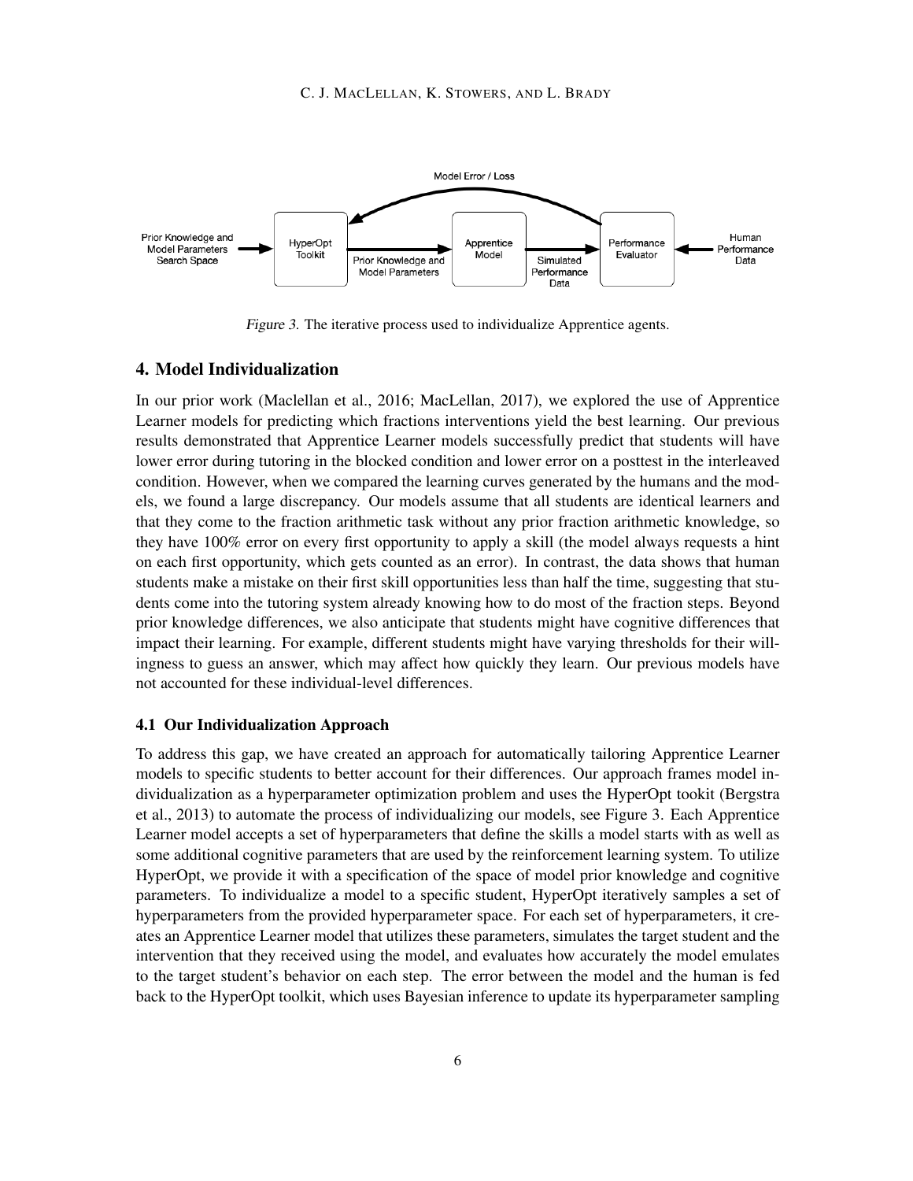Figure 3. The iterative process used to individualize Apprentice agents.

## 4. Model Individualization

In our prior work (Maclellan et al., 2016; MacLellan, 2017), we explored the use of Apprentice Learner models for predicting which fractions interventions yield the best learning. Our previous results demonstrated that Apprentice Learner models successfully predict that students will have lower error during tutoring in the blocked condition and lower error on a posttest in the interleaved condition. However, when we compared the learning curves generated by the humans and the models, we found a large discrepancy. Our models assume that all students are identical learners and that they come to the fraction arithmetic task without any prior fraction arithmetic knowledge, so they have 100% error on every first opportunity to apply a skill (the model always requests a hint on each first opportunity, which gets counted as an error). In contrast, the data shows that human students make a mistake on their first skill opportunities less than half the time, suggesting that students come into the tutoring system already knowing how to do most of the fraction steps. Beyond prior knowledge differences, we also anticipate that students might have cognitive differences that impact their learning. For example, different students might have varying thresholds for their willingness to guess an answer, which may affect how quickly they learn. Our previous models have not accounted for these individual-level differences.

### 4.1 Our Individualization Approach

To address this gap, we have created an approach for automatically tailoring Apprentice Learner models to specific students to better account for their differences. Our approach frames model individualization as a hyperparameter optimization problem and uses the HyperOpt tookit (Bergstra et al., 2013) to automate the process of individualizing our models, see Figure 3. Each Apprentice Learner model accepts a set of hyperparameters that define the skills a model starts with as well as some additional cognitive parameters that are used by the reinforcement learning system. To utilize HyperOpt, we provide it with a specification of the space of model prior knowledge and cognitive parameters. To individualize a model to a specific student, HyperOpt iteratively samples a set of hyperparameters from the provided hyperparameter space. For each set of hyperparameters, it creates an Apprentice Learner model that utilizes these parameters, simulates the target student and the intervention that they received using the model, and evaluates how accurately the model emulates to the target student's behavior on each step. The error between the model and the human is fed back to the HyperOpt toolkit, which uses Bayesian inference to update its hyperparameter sampling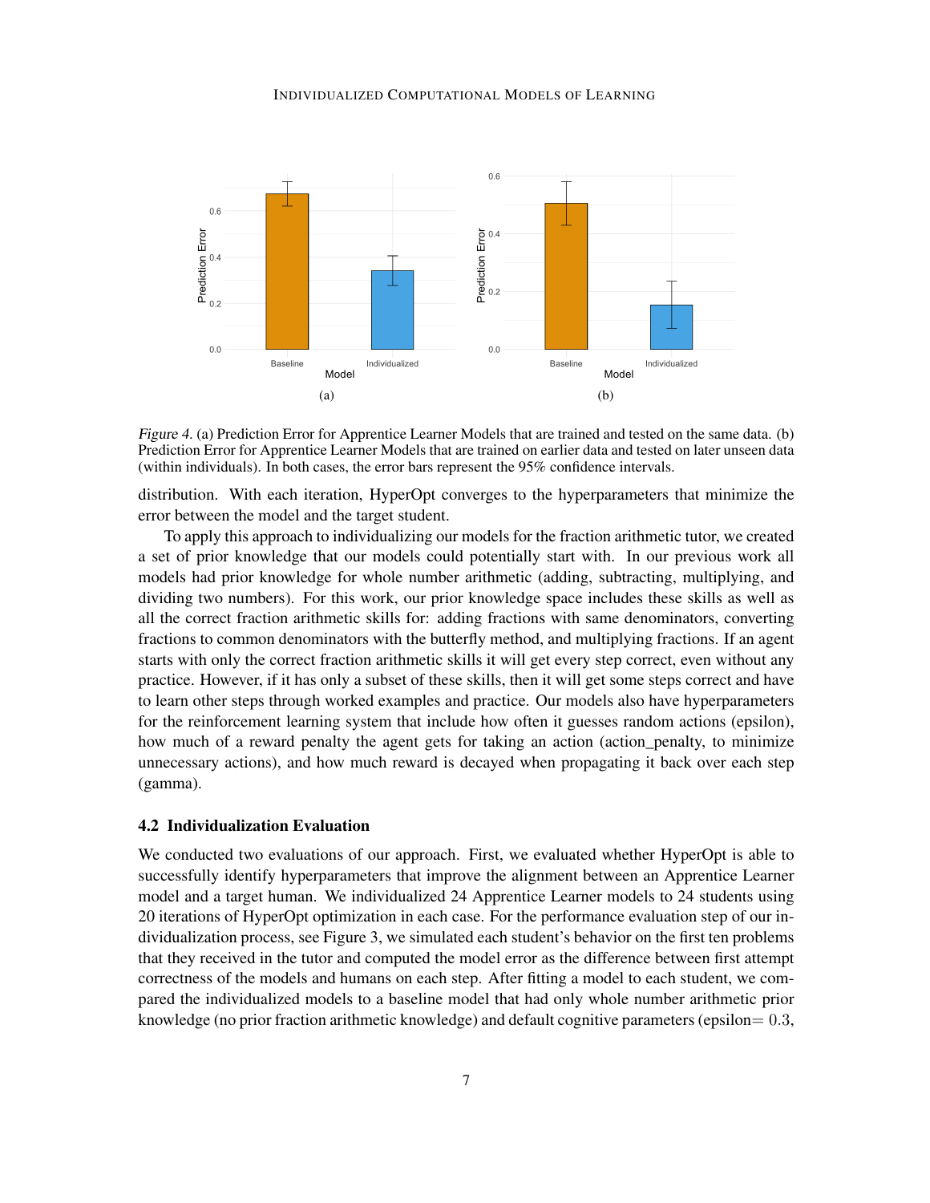Figure 4. (a) Prediction Error for Apprentice Learner Models that are trained and tested on the same data. (b) Prediction Error for Apprentice Learner Models that are trained on earlier data and tested on later unseen data (within individuals). In both cases, the error bars represent the 95% confidence intervals.

distribution. With each iteration, HyperOpt converges to the hyperparameters that minimize the error between the model and the target student.

To apply this approach to individualizing our models for the fraction arithmetic tutor, we created a set of prior knowledge that our models could potentially start with. In our previous work all models had prior knowledge for whole number arithmetic (adding, subtracting, multiplying, and dividing two numbers). For this work, our prior knowledge space includes these skills as well as all the correct fraction arithmetic skills for: adding fractions with same denominators, converting fractions to common denominators with the butterfly method, and multiplying fractions. If an agent starts with only the correct fraction arithmetic skills it will get every step correct, even without any practice. However, if it has only a subset of these skills, then it will get some steps correct and have to learn other steps through worked examples and practice. Our models also have hyperparameters for the reinforcement learning system that include how often it guesses random actions (epsilon), how much of a reward penalty the agent gets for taking an action (action_penalty, to minimize unnecessary actions), and how much reward is decayed when propagating it back over each step (gamma).

### 4.2 Individualization Evaluation

We conducted two evaluations of our approach. First, we evaluated whether HyperOpt is able to successfully identify hyperparameters that improve the alignment between an Apprentice Learner model and a target human. We individualized 24 Apprentice Learner models to 24 students using 20 iterations of HyperOpt optimization in each case. For the performance evaluation step of our individualization process, see Figure 3, we simulated each student's behavior on the first ten problems that they received in the tutor and computed the model error as the difference between first attempt correctness of the models and humans on each step. After fitting a model to each student, we compared the individualized models to a baseline model that had only whole number arithmetic prior knowledge (no prior fraction arithmetic knowledge) and default cognitive parameters (epsilon$= 0.3$,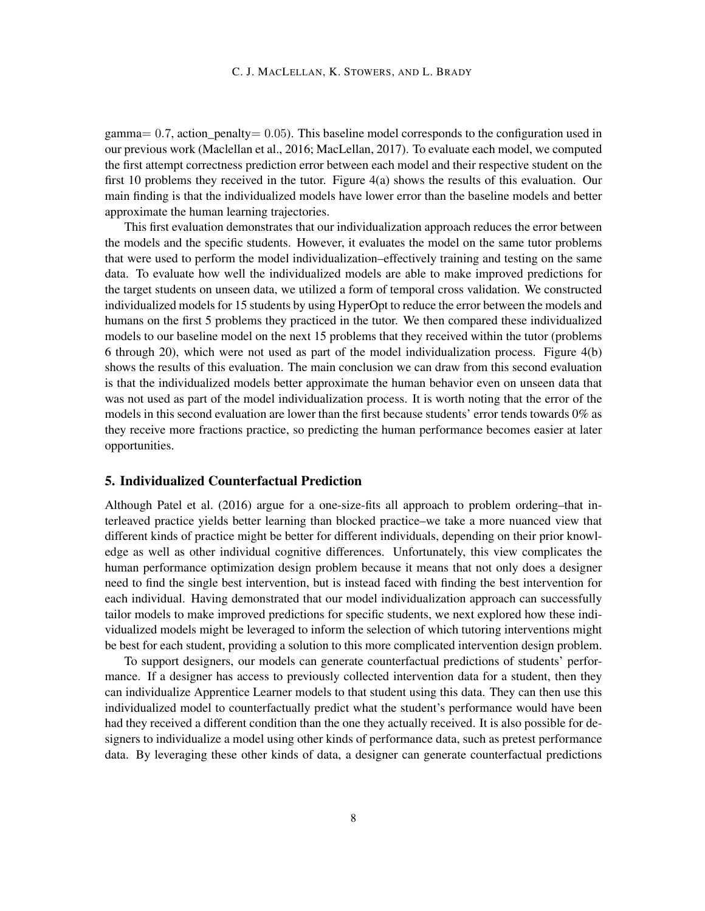gamma= $0.7$, action_penalty= $0.05$). This baseline model corresponds to the configuration used in our previous work (Maclellan et al., 2016; MacLellan, 2017). To evaluate each model, we computed the first attempt correctness prediction error between each model and their respective student on the first 10 problems they received in the tutor. Figure 4(a) shows the results of this evaluation. Our main finding is that the individualized models have lower error than the baseline models and better approximate the human learning trajectories.

This first evaluation demonstrates that our individualization approach reduces the error between the models and the specific students. However, it evaluates the model on the same tutor problems that were used to perform the model individualization–effectively training and testing on the same data. To evaluate how well the individualized models are able to make improved predictions for the target students on unseen data, we utilized a form of temporal cross validation. We constructed individualized models for 15 students by using HyperOpt to reduce the error between the models and humans on the first 5 problems they practiced in the tutor. We then compared these individualized models to our baseline model on the next 15 problems that they received within the tutor (problems 6 through 20), which were not used as part of the model individualization process. Figure 4(b) shows the results of this evaluation. The main conclusion we can draw from this second evaluation is that the individualized models better approximate the human behavior even on unseen data that was not used as part of the model individualization process. It is worth noting that the error of the models in this second evaluation are lower than the first because students' error tends towards 0% as they receive more fractions practice, so predicting the human performance becomes easier at later opportunities.

## 5. Individualized Counterfactual Prediction

Although Patel et al. (2016) argue for a one-size-fits all approach to problem ordering–that interleaved practice yields better learning than blocked practice–we take a more nuanced view that different kinds of practice might be better for different individuals, depending on their prior knowledge as well as other individual cognitive differences. Unfortunately, this view complicates the human performance optimization design problem because it means that not only does a designer need to find the single best intervention, but is instead faced with finding the best intervention for each individual. Having demonstrated that our model individualization approach can successfully tailor models to make improved predictions for specific students, we next explored how these individualized models might be leveraged to inform the selection of which tutoring interventions might be best for each student, providing a solution to this more complicated intervention design problem.

To support designers, our models can generate counterfactual predictions of students' performance. If a designer has access to previously collected intervention data for a student, then they can individualize Apprentice Learner models to that student using this data. They can then use this individualized model to counterfactually predict what the student's performance would have been had they received a different condition than the one they actually received. It is also possible for designers to individualize a model using other kinds of performance data, such as pretest performance data. By leveraging these other kinds of data, a designer can generate counterfactual predictions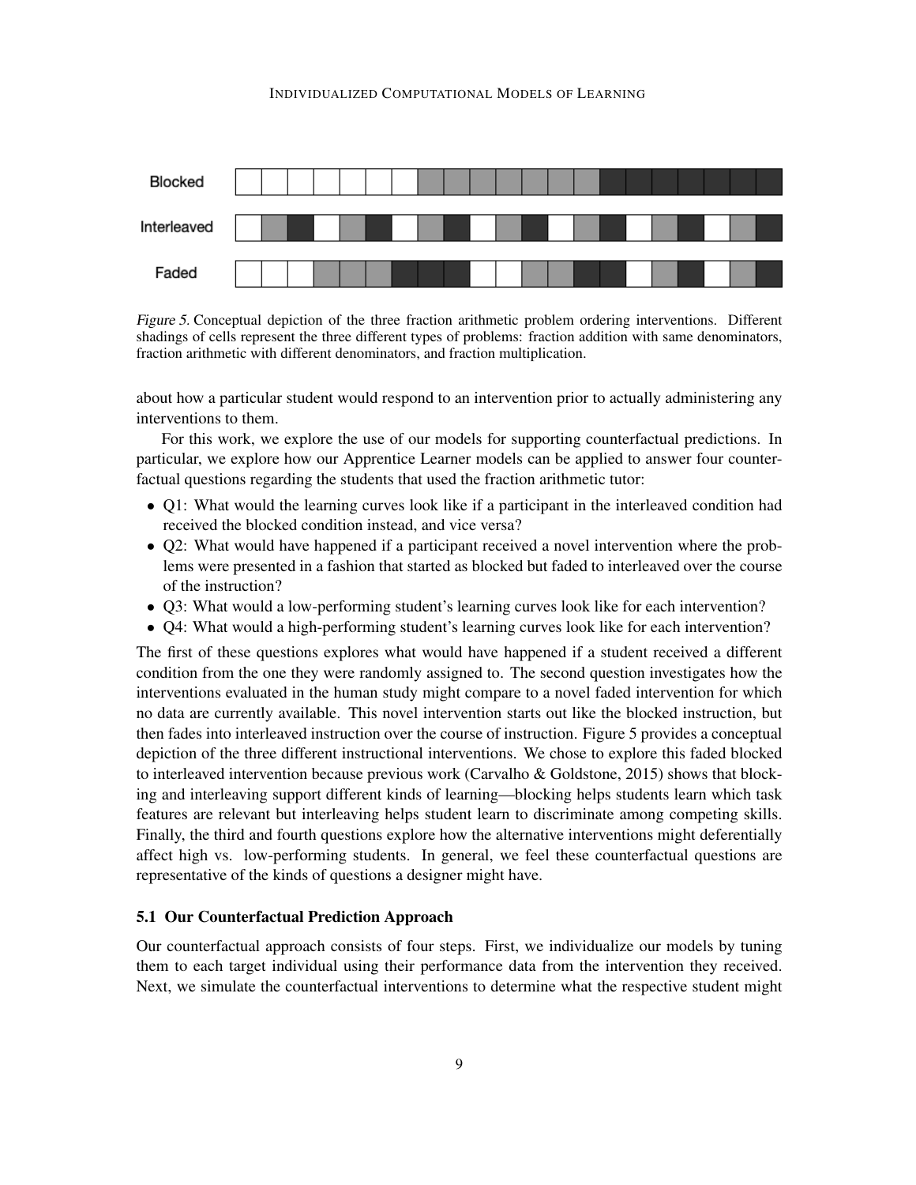Figure 5. Conceptual depiction of the three fraction arithmetic problem ordering interventions. Different shadings of cells represent the three different types of problems: fraction addition with same denominators, fraction arithmetic with different denominators, and fraction multiplication.

about how a particular student would respond to an intervention prior to actually administering any interventions to them.

For this work, we explore the use of our models for supporting counterfactual predictions. In particular, we explore how our Apprentice Learner models can be applied to answer four counterfactual questions regarding the students that used the fraction arithmetic tutor:

- Q1: What would the learning curves look like if a participant in the interleaved condition had received the blocked condition instead, and vice versa?
- Q2: What would have happened if a participant received a novel intervention where the problems were presented in a fashion that started as blocked but faded to interleaved over the course of the instruction?
- Q3: What would a low-performing student's learning curves look like for each intervention?
- Q4: What would a high-performing student's learning curves look like for each intervention?

The first of these questions explores what would have happened if a student received a different condition from the one they were randomly assigned to. The second question investigates how the interventions evaluated in the human study might compare to a novel faded intervention for which no data are currently available. This novel intervention starts out like the blocked instruction, but then fades into interleaved instruction over the course of instruction. Figure 5 provides a conceptual depiction of the three different instructional interventions. We chose to explore this faded blocked to interleaved intervention because previous work (Carvalho & Goldstone, 2015) shows that blocking and interleaving support different kinds of learning—blocking helps students learn which task features are relevant but interleaving helps student learn to discriminate among competing skills. Finally, the third and fourth questions explore how the alternative interventions might deferentially affect high vs. low-performing students. In general, we feel these counterfactual questions are representative of the kinds of questions a designer might have.

### 5.1 Our Counterfactual Prediction Approach

Our counterfactual approach consists of four steps. First, we individualize our models by tuning them to each target individual using their performance data from the intervention they received. Next, we simulate the counterfactual interventions to determine what the respective student might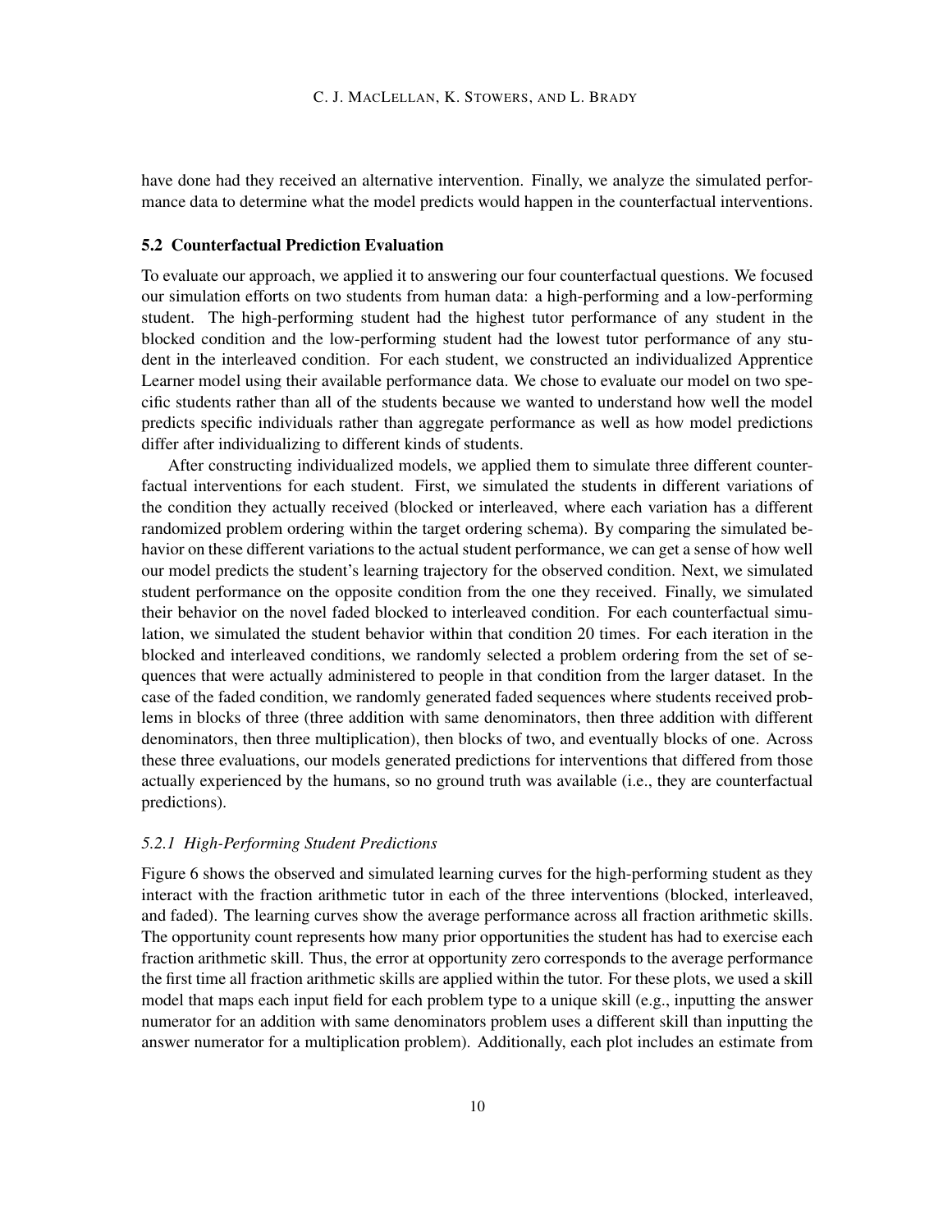have done had they received an alternative intervention. Finally, we analyze the simulated performance data to determine what the model predicts would happen in the counterfactual interventions.

### 5.2 Counterfactual Prediction Evaluation

To evaluate our approach, we applied it to answering our four counterfactual questions. We focused our simulation efforts on two students from human data: a high-performing and a low-performing student. The high-performing student had the highest tutor performance of any student in the blocked condition and the low-performing student had the lowest tutor performance of any student in the interleaved condition. For each student, we constructed an individualized Apprentice Learner model using their available performance data. We chose to evaluate our model on two specific students rather than all of the students because we wanted to understand how well the model predicts specific individuals rather than aggregate performance as well as how model predictions differ after individualizing to different kinds of students.

After constructing individualized models, we applied them to simulate three different counterfactual interventions for each student. First, we simulated the students in different variations of the condition they actually received (blocked or interleaved, where each variation has a different randomized problem ordering within the target ordering schema). By comparing the simulated behavior on these different variations to the actual student performance, we can get a sense of how well our model predicts the student's learning trajectory for the observed condition. Next, we simulated student performance on the opposite condition from the one they received. Finally, we simulated their behavior on the novel faded blocked to interleaved condition. For each counterfactual simulation, we simulated the student behavior within that condition 20 times. For each iteration in the blocked and interleaved conditions, we randomly selected a problem ordering from the set of sequences that were actually administered to people in that condition from the larger dataset. In the case of the faded condition, we randomly generated faded sequences where students received problems in blocks of three (three addition with same denominators, then three addition with different denominators, then three multiplication), then blocks of two, and eventually blocks of one. Across these three evaluations, our models generated predictions for interventions that differed from those actually experienced by the humans, so no ground truth was available (i.e., they are counterfactual predictions).

#### *5.2.1 High-Performing Student Predictions*

Figure 6 shows the observed and simulated learning curves for the high-performing student as they interact with the fraction arithmetic tutor in each of the three interventions (blocked, interleaved, and faded). The learning curves show the average performance across all fraction arithmetic skills. The opportunity count represents how many prior opportunities the student has had to exercise each fraction arithmetic skill. Thus, the error at opportunity zero corresponds to the average performance the first time all fraction arithmetic skills are applied within the tutor. For these plots, we used a skill model that maps each input field for each problem type to a unique skill (e.g., inputting the answer numerator for an addition with same denominators problem uses a different skill than inputting the answer numerator for a multiplication problem). Additionally, each plot includes an estimate from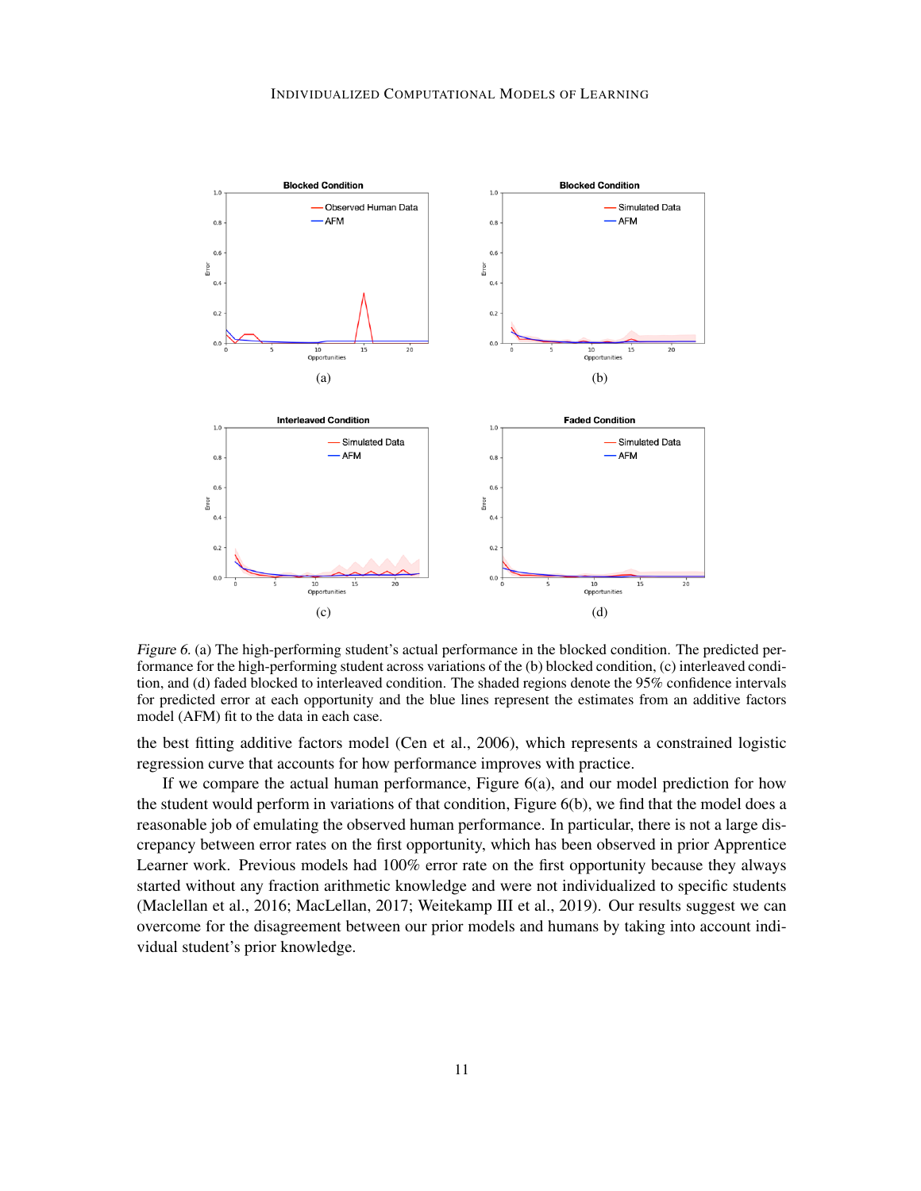*Figure 6.* (a) The high-performing student's actual performance in the blocked condition. The predicted performance for the high-performing student across variations of the (b) blocked condition, (c) interleaved condition, and (d) faded blocked to interleaved condition. The shaded regions denote the 95% confidence intervals for predicted error at each opportunity and the blue lines represent the estimates from an additive factors model (AFM) fit to the data in each case.

the best fitting additive factors model (Cen et al., 2006), which represents a constrained logistic regression curve that accounts for how performance improves with practice.

If we compare the actual human performance, Figure 6(a), and our model prediction for how the student would perform in variations of that condition, Figure 6(b), we find that the model does a reasonable job of emulating the observed human performance. In particular, there is not a large discrepancy between error rates on the first opportunity, which has been observed in prior Apprentice Learner work. Previous models had 100% error rate on the first opportunity because they always started without any fraction arithmetic knowledge and were not individualized to specific students (Maclellan et al., 2016; MacLellan, 2017; Weitekamp III et al., 2019). Our results suggest we can overcome for the disagreement between our prior models and humans by taking into account individual student's prior knowledge.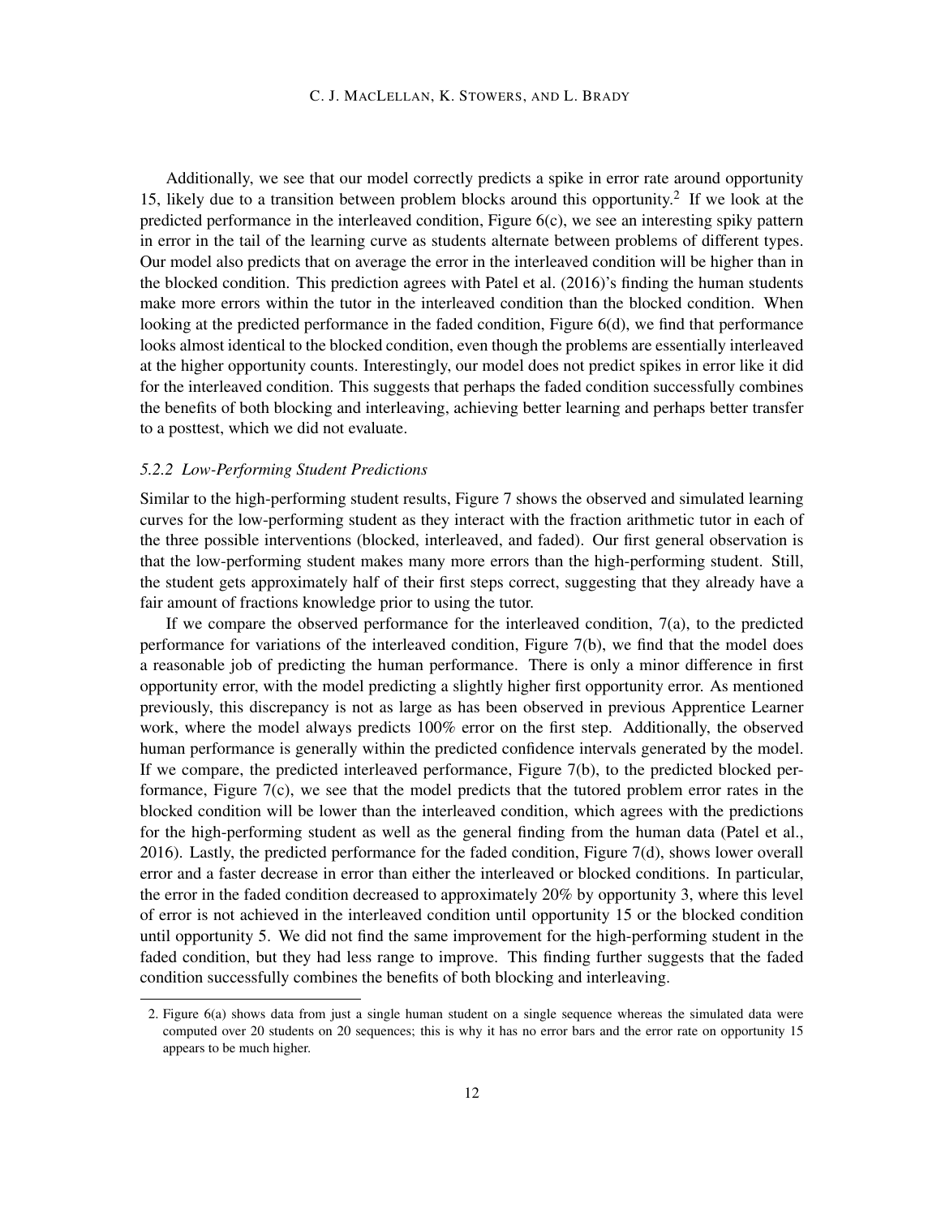Additionally, we see that our model correctly predicts a spike in error rate around opportunity 15, likely due to a transition between problem blocks around this opportunity.[2] If we look at the predicted performance in the interleaved condition, Figure 6(c), we see an interesting spiky pattern in error in the tail of the learning curve as students alternate between problems of different types. Our model also predicts that on average the error in the interleaved condition will be higher than in the blocked condition. This prediction agrees with Patel et al. (2016)'s finding the human students make more errors within the tutor in the interleaved condition than the blocked condition. When looking at the predicted performance in the faded condition, Figure 6(d), we find that performance looks almost identical to the blocked condition, even though the problems are essentially interleaved at the higher opportunity counts. Interestingly, our model does not predict spikes in error like it did for the interleaved condition. This suggests that perhaps the faded condition successfully combines the benefits of both blocking and interleaving, achieving better learning and perhaps better transfer to a posttest, which we did not evaluate.

#### *5.2.2 Low-Performing Student Predictions*

Similar to the high-performing student results, Figure 7 shows the observed and simulated learning curves for the low-performing student as they interact with the fraction arithmetic tutor in each of the three possible interventions (blocked, interleaved, and faded). Our first general observation is that the low-performing student makes many more errors than the high-performing student. Still, the student gets approximately half of their first steps correct, suggesting that they already have a fair amount of fractions knowledge prior to using the tutor.

If we compare the observed performance for the interleaved condition, 7(a), to the predicted performance for variations of the interleaved condition, Figure 7(b), we find that the model does a reasonable job of predicting the human performance. There is only a minor difference in first opportunity error, with the model predicting a slightly higher first opportunity error. As mentioned previously, this discrepancy is not as large as has been observed in previous Apprentice Learner work, where the model always predicts 100% error on the first step. Additionally, the observed human performance is generally within the predicted confidence intervals generated by the model. If we compare, the predicted interleaved performance, Figure 7(b), to the predicted blocked performance, Figure 7(c), we see that the model predicts that the tutored problem error rates in the blocked condition will be lower than the interleaved condition, which agrees with the predictions for the high-performing student as well as the general finding from the human data (Patel et al., 2016). Lastly, the predicted performance for the faded condition, Figure 7(d), shows lower overall error and a faster decrease in error than either the interleaved or blocked conditions. In particular, the error in the faded condition decreased to approximately 20% by opportunity 3, where this level of error is not achieved in the interleaved condition until opportunity 15 or the blocked condition until opportunity 5. We did not find the same improvement for the high-performing student in the faded condition, but they had less range to improve. This finding further suggests that the faded condition successfully combines the benefits of both blocking and interleaving.

---

2. Figure 6(a) shows data from just a single human student on a single sequence whereas the simulated data were computed over 20 students on 20 sequences; this is why it has no error bars and the error rate on opportunity 15 appears to be much higher.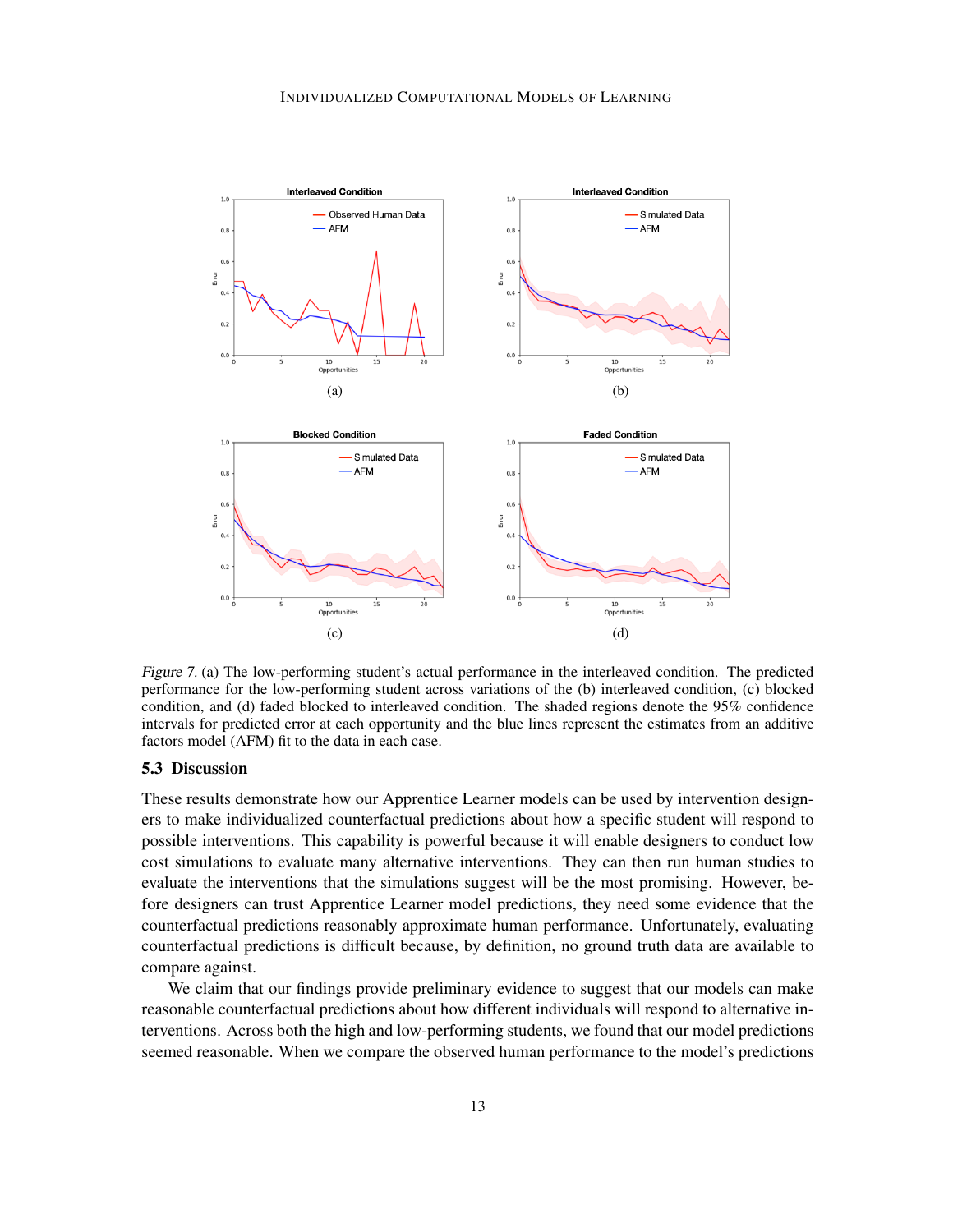*Figure 7.* (a) The low-performing student's actual performance in the interleaved condition. The predicted performance for the low-performing student across variations of the (b) interleaved condition, (c) blocked condition, and (d) faded blocked to interleaved condition. The shaded regions denote the 95% confidence intervals for predicted error at each opportunity and the blue lines represent the estimates from an additive factors model (AFM) fit to the data in each case.

### 5.3 Discussion

These results demonstrate how our Apprentice Learner models can be used by intervention designers to make individualized counterfactual predictions about how a specific student will respond to possible interventions. This capability is powerful because it will enable designers to conduct low cost simulations to evaluate many alternative interventions. They can then run human studies to evaluate the interventions that the simulations suggest will be the most promising. However, before designers can trust Apprentice Learner model predictions, they need some evidence that the counterfactual predictions reasonably approximate human performance. Unfortunately, evaluating counterfactual predictions is difficult because, by definition, no ground truth data are available to compare against.

We claim that our findings provide preliminary evidence to suggest that our models can make reasonable counterfactual predictions about how different individuals will respond to alternative interventions. Across both the high and low-performing students, we found that our model predictions seemed reasonable. When we compare the observed human performance to the model's predictions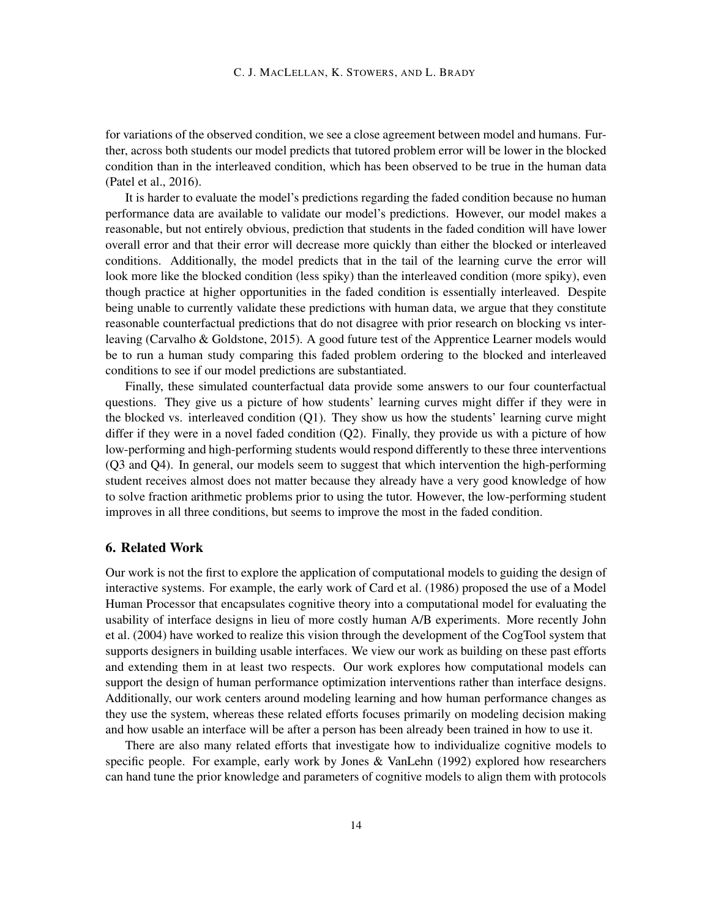for variations of the observed condition, we see a close agreement between model and humans. Further, across both students our model predicts that tutored problem error will be lower in the blocked condition than in the interleaved condition, which has been observed to be true in the human data (Patel et al., 2016).

It is harder to evaluate the model's predictions regarding the faded condition because no human performance data are available to validate our model's predictions. However, our model makes a reasonable, but not entirely obvious, prediction that students in the faded condition will have lower overall error and that their error will decrease more quickly than either the blocked or interleaved conditions. Additionally, the model predicts that in the tail of the learning curve the error will look more like the blocked condition (less spiky) than the interleaved condition (more spiky), even though practice at higher opportunities in the faded condition is essentially interleaved. Despite being unable to currently validate these predictions with human data, we argue that they constitute reasonable counterfactual predictions that do not disagree with prior research on blocking vs interleaving (Carvalho & Goldstone, 2015). A good future test of the Apprentice Learner models would be to run a human study comparing this faded problem ordering to the blocked and interleaved conditions to see if our model predictions are substantiated.

Finally, these simulated counterfactual data provide some answers to our four counterfactual questions. They give us a picture of how students' learning curves might differ if they were in the blocked vs. interleaved condition (Q1). They show us how the students' learning curve might differ if they were in a novel faded condition (Q2). Finally, they provide us with a picture of how low-performing and high-performing students would respond differently to these three interventions (Q3 and Q4). In general, our models seem to suggest that which intervention the high-performing student receives almost does not matter because they already have a very good knowledge of how to solve fraction arithmetic problems prior to using the tutor. However, the low-performing student improves in all three conditions, but seems to improve the most in the faded condition.

## 6. Related Work

Our work is not the first to explore the application of computational models to guiding the design of interactive systems. For example, the early work of Card et al. (1986) proposed the use of a Model Human Processor that encapsulates cognitive theory into a computational model for evaluating the usability of interface designs in lieu of more costly human A/B experiments. More recently John et al. (2004) have worked to realize this vision through the development of the CogTool system that supports designers in building usable interfaces. We view our work as building on these past efforts and extending them in at least two respects. Our work explores how computational models can support the design of human performance optimization interventions rather than interface designs. Additionally, our work centers around modeling learning and how human performance changes as they use the system, whereas these related efforts focuses primarily on modeling decision making and how usable an interface will be after a person has been already been trained in how to use it.

There are also many related efforts that investigate how to individualize cognitive models to specific people. For example, early work by Jones & VanLehn (1992) explored how researchers can hand tune the prior knowledge and parameters of cognitive models to align them with protocols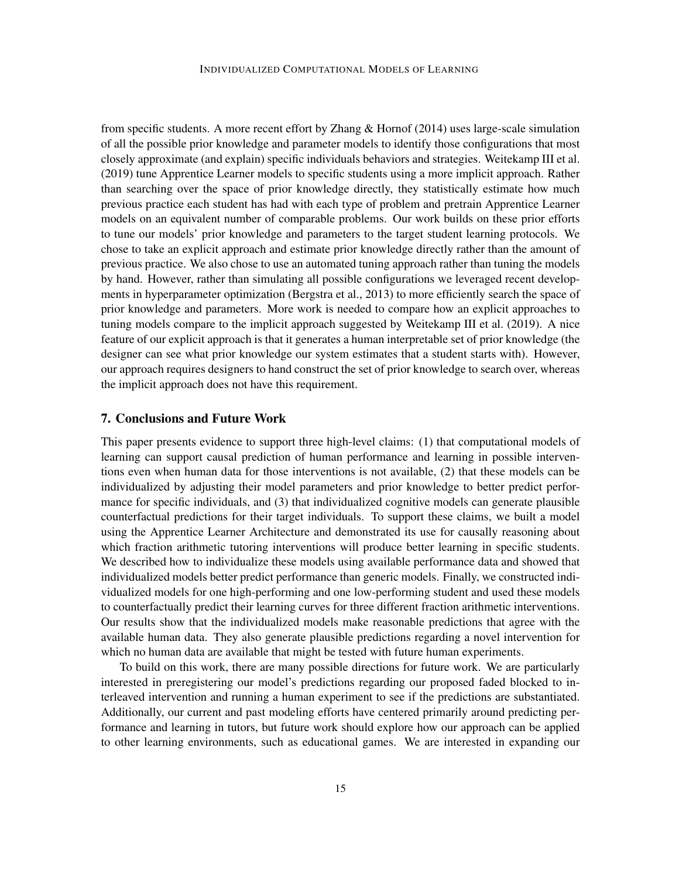from specific students. A more recent effort by Zhang & Hornof (2014) uses large-scale simulation of all the possible prior knowledge and parameter models to identify those configurations that most closely approximate (and explain) specific individuals behaviors and strategies. Weitekamp III et al. (2019) tune Apprentice Learner models to specific students using a more implicit approach. Rather than searching over the space of prior knowledge directly, they statistically estimate how much previous practice each student has had with each type of problem and pretrain Apprentice Learner models on an equivalent number of comparable problems. Our work builds on these prior efforts to tune our models' prior knowledge and parameters to the target student learning protocols. We chose to take an explicit approach and estimate prior knowledge directly rather than the amount of previous practice. We also chose to use an automated tuning approach rather than tuning the models by hand. However, rather than simulating all possible configurations we leveraged recent developments in hyperparameter optimization (Bergstra et al., 2013) to more efficiently search the space of prior knowledge and parameters. More work is needed to compare how an explicit approaches to tuning models compare to the implicit approach suggested by Weitekamp III et al. (2019). A nice feature of our explicit approach is that it generates a human interpretable set of prior knowledge (the designer can see what prior knowledge our system estimates that a student starts with). However, our approach requires designers to hand construct the set of prior knowledge to search over, whereas the implicit approach does not have this requirement.

## 7. Conclusions and Future Work

This paper presents evidence to support three high-level claims: (1) that computational models of learning can support causal prediction of human performance and learning in possible interventions even when human data for those interventions is not available, (2) that these models can be individualized by adjusting their model parameters and prior knowledge to better predict performance for specific individuals, and (3) that individualized cognitive models can generate plausible counterfactual predictions for their target individuals. To support these claims, we built a model using the Apprentice Learner Architecture and demonstrated its use for causally reasoning about which fraction arithmetic tutoring interventions will produce better learning in specific students. We described how to individualize these models using available performance data and showed that individualized models better predict performance than generic models. Finally, we constructed individualized models for one high-performing and one low-performing student and used these models to counterfactually predict their learning curves for three different fraction arithmetic interventions. Our results show that the individualized models make reasonable predictions that agree with the available human data. They also generate plausible predictions regarding a novel intervention for which no human data are available that might be tested with future human experiments.

To build on this work, there are many possible directions for future work. We are particularly interested in preregistering our model's predictions regarding our proposed faded blocked to interleaved intervention and running a human experiment to see if the predictions are substantiated. Additionally, our current and past modeling efforts have centered primarily around predicting performance and learning in tutors, but future work should explore how our approach can be applied to other learning environments, such as educational games. We are interested in expanding our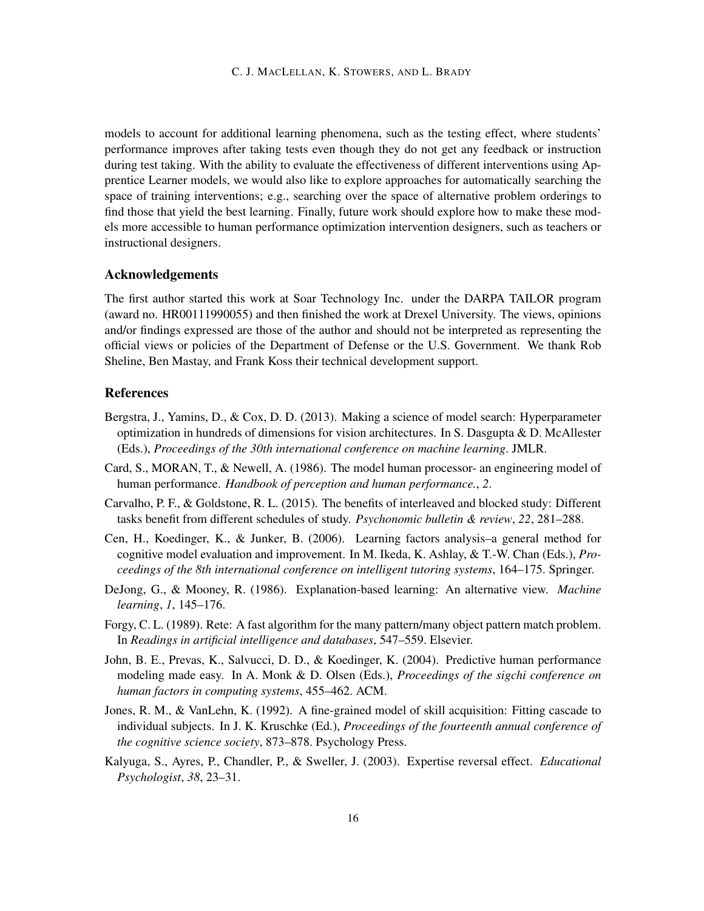models to account for additional learning phenomena, such as the testing effect, where students' performance improves after taking tests even though they do not get any feedback or instruction during test taking. With the ability to evaluate the effectiveness of different interventions using Apprentice Learner models, we would also like to explore approaches for automatically searching the space of training interventions; e.g., searching over the space of alternative problem orderings to find those that yield the best learning. Finally, future work should explore how to make these models more accessible to human performance optimization intervention designers, such as teachers or instructional designers.

## Acknowledgements

The first author started this work at Soar Technology Inc. under the DARPA TAILOR program (award no. HR00111990055) and then finished the work at Drexel University. The views, opinions and/or findings expressed are those of the author and should not be interpreted as representing the official views or policies of the Department of Defense or the U.S. Government. We thank Rob Sheline, Ben Mastay, and Frank Koss their technical development support.

## References

Bergstra, J., Yamins, D., & Cox, D. D. (2013). Making a science of model search: Hyperparameter optimization in hundreds of dimensions for vision architectures. In S. Dasgupta & D. McAllester (Eds.), *Proceedings of the 30th international conference on machine learning*. JMLR.

Card, S., MORAN, T., & Newell, A. (1986). The model human processor- an engineering model of human performance. *Handbook of perception and human performance.*, *2*.

Carvalho, P. F., & Goldstone, R. L. (2015). The benefits of interleaved and blocked study: Different tasks benefit from different schedules of study. *Psychonomic bulletin & review*, *22*, 281–288.

Cen, H., Koedinger, K., & Junker, B. (2006). Learning factors analysis–a general method for cognitive model evaluation and improvement. In M. Ikeda, K. Ashlay, & T.-W. Chan (Eds.), *Proceedings of the 8th international conference on intelligent tutoring systems*, 164–175. Springer.

DeJong, G., & Mooney, R. (1986). Explanation-based learning: An alternative view. *Machine learning*, *1*, 145–176.

Forgy, C. L. (1989). Rete: A fast algorithm for the many pattern/many object pattern match problem. In *Readings in artificial intelligence and databases*, 547–559. Elsevier.

John, B. E., Prevas, K., Salvucci, D. D., & Koedinger, K. (2004). Predictive human performance modeling made easy. In A. Monk & D. Olsen (Eds.), *Proceedings of the sigchi conference on human factors in computing systems*, 455–462. ACM.

Jones, R. M., & VanLehn, K. (1992). A fine-grained model of skill acquisition: Fitting cascade to individual subjects. In J. K. Kruschke (Ed.), *Proceedings of the fourteenth annual conference of the cognitive science society*, 873–878. Psychology Press.

Kalyuga, S., Ayres, P., Chandler, P., & Sweller, J. (2003). Expertise reversal effect. *Educational Psychologist*, *38*, 23–31.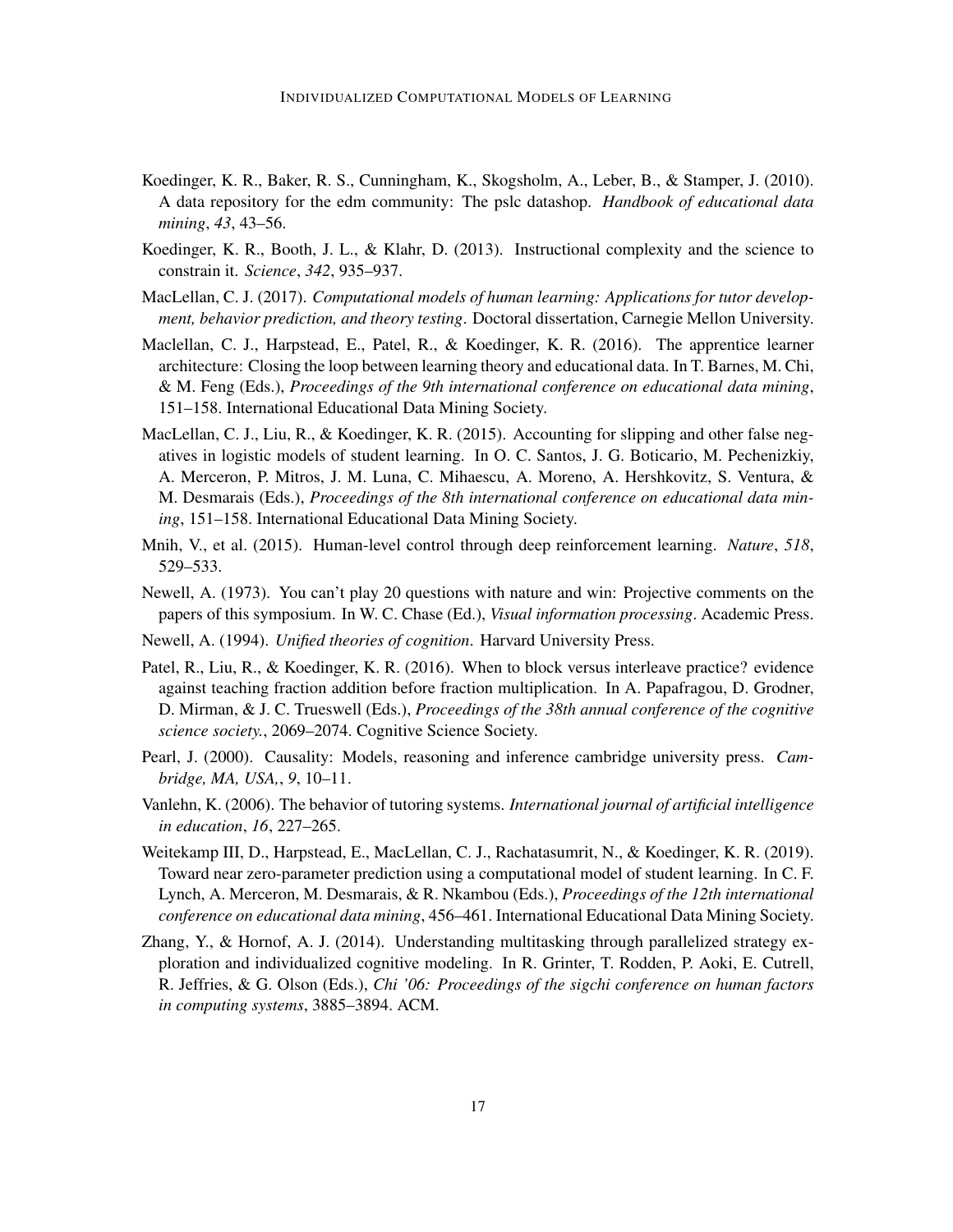Koedinger, K. R., Baker, R. S., Cunningham, K., Skogsholm, A., Leber, B., & Stamper, J. (2010). A data repository for the edm community: The pslc datashop. *Handbook of educational data mining*, *43*, 43–56.

Koedinger, K. R., Booth, J. L., & Klahr, D. (2013). Instructional complexity and the science to constrain it. *Science*, *342*, 935–937.

MacLellan, C. J. (2017). *Computational models of human learning: Applications for tutor development, behavior prediction, and theory testing*. Doctoral dissertation, Carnegie Mellon University.

Maclellan, C. J., Harpstead, E., Patel, R., & Koedinger, K. R. (2016). The apprentice learner architecture: Closing the loop between learning theory and educational data. In T. Barnes, M. Chi, & M. Feng (Eds.), *Proceedings of the 9th international conference on educational data mining*, 151–158. International Educational Data Mining Society.

MacLellan, C. J., Liu, R., & Koedinger, K. R. (2015). Accounting for slipping and other false negatives in logistic models of student learning. In O. C. Santos, J. G. Boticario, M. Pechenizkiy, A. Merceron, P. Mitros, J. M. Luna, C. Mihaescu, A. Moreno, A. Hershkovitz, S. Ventura, & M. Desmarais (Eds.), *Proceedings of the 8th international conference on educational data mining*, 151–158. International Educational Data Mining Society.

Mnih, V., et al. (2015). Human-level control through deep reinforcement learning. *Nature*, *518*, 529–533.

Newell, A. (1973). You can't play 20 questions with nature and win: Projective comments on the papers of this symposium. In W. C. Chase (Ed.), *Visual information processing*. Academic Press.

Newell, A. (1994). *Unified theories of cognition*. Harvard University Press.

Patel, R., Liu, R., & Koedinger, K. R. (2016). When to block versus interleave practice? evidence against teaching fraction addition before fraction multiplication. In A. Papafragou, D. Grodner, D. Mirman, & J. C. Trueswell (Eds.), *Proceedings of the 38th annual conference of the cognitive science society.*, 2069–2074. Cognitive Science Society.

Pearl, J. (2000). Causality: Models, reasoning and inference cambridge university press. *Cambridge, MA, USA,*, *9*, 10–11.

Vanlehn, K. (2006). The behavior of tutoring systems. *International journal of artificial intelligence in education*, *16*, 227–265.

Weitekamp III, D., Harpstead, E., MacLellan, C. J., Rachatasumrit, N., & Koedinger, K. R. (2019). Toward near zero-parameter prediction using a computational model of student learning. In C. F. Lynch, A. Merceron, M. Desmarais, & R. Nkambou (Eds.), *Proceedings of the 12th international conference on educational data mining*, 456–461. International Educational Data Mining Society.

Zhang, Y., & Hornof, A. J. (2014). Understanding multitasking through parallelized strategy exploration and individualized cognitive modeling. In R. Grinter, T. Rodden, P. Aoki, E. Cutrell, R. Jeffries, & G. Olson (Eds.), *Chi '06: Proceedings of the sigchi conference on human factors in computing systems*, 3885–3894. ACM.